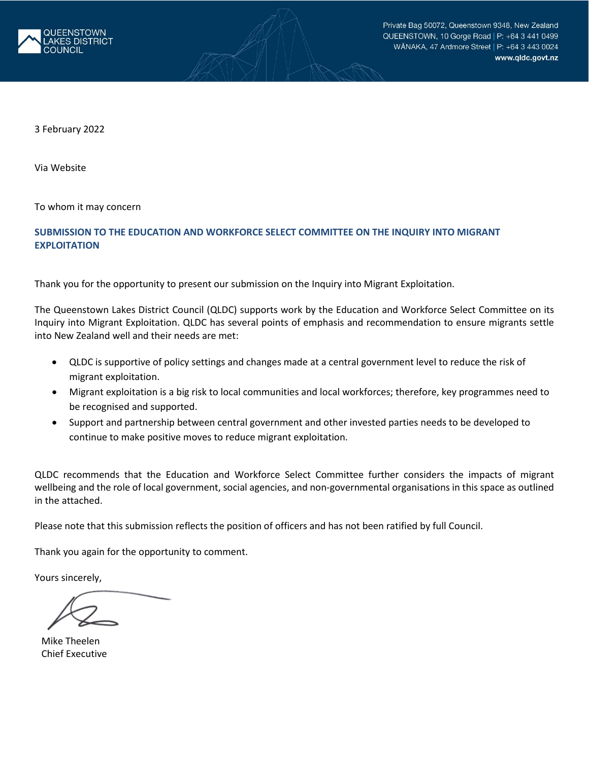QUEENSTOWN LAKES DISTRICT COUNCIL

Private Bag 50072, Queenstown 9348, New Zealand
QUEENSTOWN, 10 Gorge Road | P: +64 3 441 0499
WĀNAKA, 47 Ardmore Street | P: +64 3 443 0024
**www.qldc.govt.nz**

3 February 2022

Via Website

To whom it may concern

**SUBMISSION TO THE EDUCATION AND WORKFORCE SELECT COMMITTEE ON THE INQUIRY INTO MIGRANT EXPLOITATION**

Thank you for the opportunity to present our submission on the Inquiry into Migrant Exploitation.

The Queenstown Lakes District Council (QLDC) supports work by the Education and Workforce Select Committee on its Inquiry into Migrant Exploitation. QLDC has several points of emphasis and recommendation to ensure migrants settle into New Zealand well and their needs are met:

- QLDC is supportive of policy settings and changes made at a central government level to reduce the risk of migrant exploitation.
- Migrant exploitation is a big risk to local communities and local workforces; therefore, key programmes need to be recognised and supported.
- Support and partnership between central government and other invested parties needs to be developed to continue to make positive moves to reduce migrant exploitation.

QLDC recommends that the Education and Workforce Select Committee further considers the impacts of migrant wellbeing and the role of local government, social agencies, and non-governmental organisations in this space as outlined in the attached.

Please note that this submission reflects the position of officers and has not been ratified by full Council.

Thank you again for the opportunity to comment.

Yours sincerely,

Mike Theelen
Chief Executive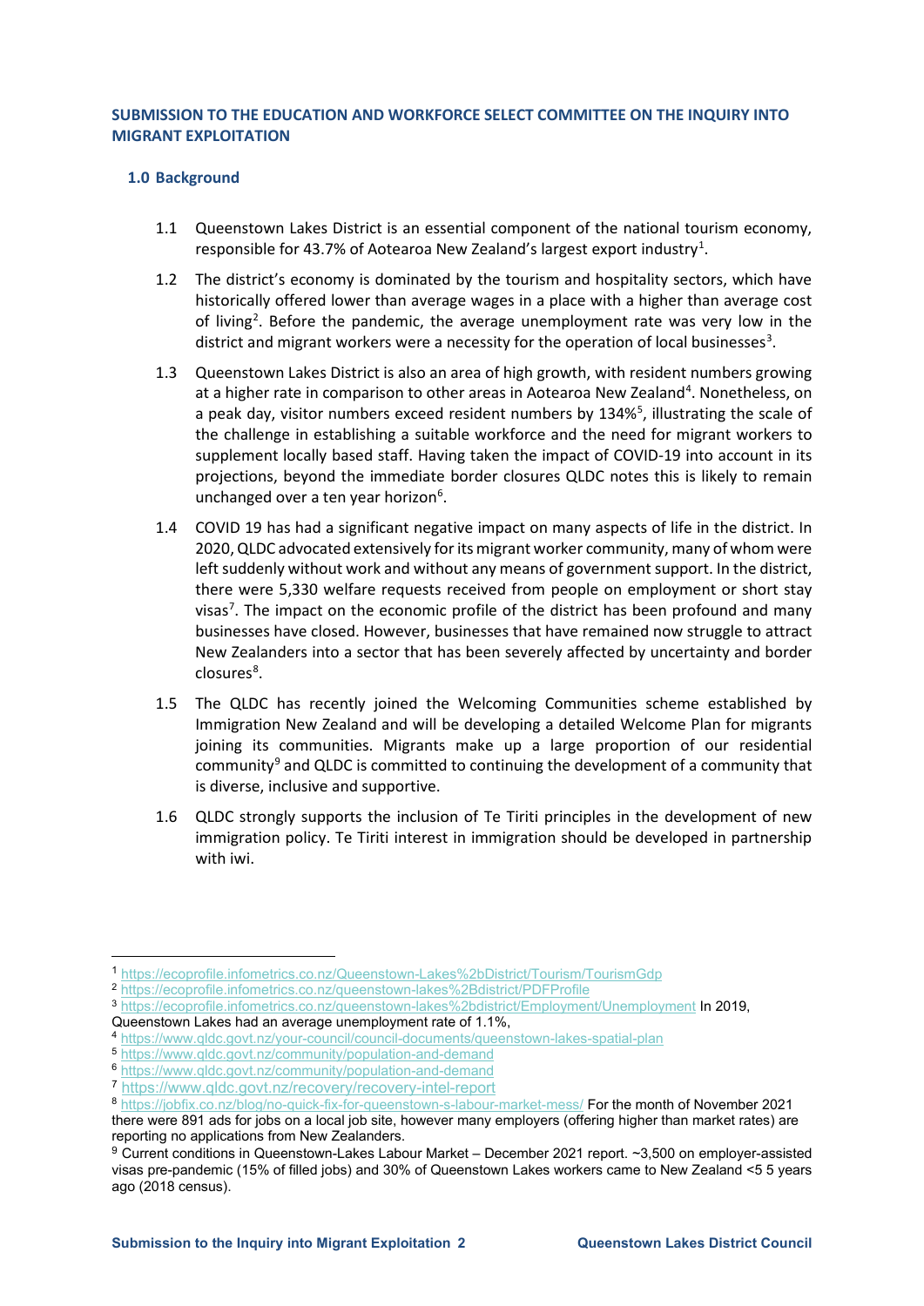## SUBMISSION TO THE EDUCATION AND WORKFORCE SELECT COMMITTEE ON THE INQUIRY INTO MIGRANT EXPLOITATION

### 1.0 Background

1.1 Queenstown Lakes District is an essential component of the national tourism economy, responsible for 43.7% of Aotearoa New Zealand's largest export industry[1].

1.2 The district's economy is dominated by the tourism and hospitality sectors, which have historically offered lower than average wages in a place with a higher than average cost of living[2]. Before the pandemic, the average unemployment rate was very low in the district and migrant workers were a necessity for the operation of local businesses[3].

1.3 Queenstown Lakes District is also an area of high growth, with resident numbers growing at a higher rate in comparison to other areas in Aotearoa New Zealand[4]. Nonetheless, on a peak day, visitor numbers exceed resident numbers by 134%[5], illustrating the scale of the challenge in establishing a suitable workforce and the need for migrant workers to supplement locally based staff. Having taken the impact of COVID-19 into account in its projections, beyond the immediate border closures QLDC notes this is likely to remain unchanged over a ten year horizon[6].

1.4 COVID 19 has had a significant negative impact on many aspects of life in the district. In 2020, QLDC advocated extensively for its migrant worker community, many of whom were left suddenly without work and without any means of government support. In the district, there were 5,330 welfare requests received from people on employment or short stay visas[7]. The impact on the economic profile of the district has been profound and many businesses have closed. However, businesses that have remained now struggle to attract New Zealanders into a sector that has been severely affected by uncertainty and border closures[8].

1.5 The QLDC has recently joined the Welcoming Communities scheme established by Immigration New Zealand and will be developing a detailed Welcome Plan for migrants joining its communities. Migrants make up a large proportion of our residential community[9] and QLDC is committed to continuing the development of a community that is diverse, inclusive and supportive.

1.6 QLDC strongly supports the inclusion of Te Tiriti principles in the development of new immigration policy. Te Tiriti interest in immigration should be developed in partnership with iwi.

---

[1] https://ecoprofile.infometrics.co.nz/Queenstown-Lakes%2bDistrict/Tourism/TourismGdp

[2] https://ecoprofile.infometrics.co.nz/queenstown-lakes%2Bdistrict/PDFProfile

[3] https://ecoprofile.infometrics.co.nz/queenstown-lakes%2bdistrict/Employment/Unemployment In 2019, Queenstown Lakes had an average unemployment rate of 1.1%,

[4] https://www.qldc.govt.nz/your-council/council-documents/queenstown-lakes-spatial-plan

[5] https://www.qldc.govt.nz/community/population-and-demand

[6] https://www.qldc.govt.nz/community/population-and-demand

[7] https://www.qldc.govt.nz/recovery/recovery-intel-report

[8] https://jobfix.co.nz/blog/no-quick-fix-for-queenstown-s-labour-market-mess/ For the month of November 2021 there were 891 ads for jobs on a local job site, however many employers (offering higher than market rates) are reporting no applications from New Zealanders.

[9] Current conditions in Queenstown-Lakes Labour Market – December 2021 report. ~3,500 on employer-assisted visas pre-pandemic (15% of filled jobs) and 30% of Queenstown Lakes workers came to New Zealand <5 5 years ago (2018 census).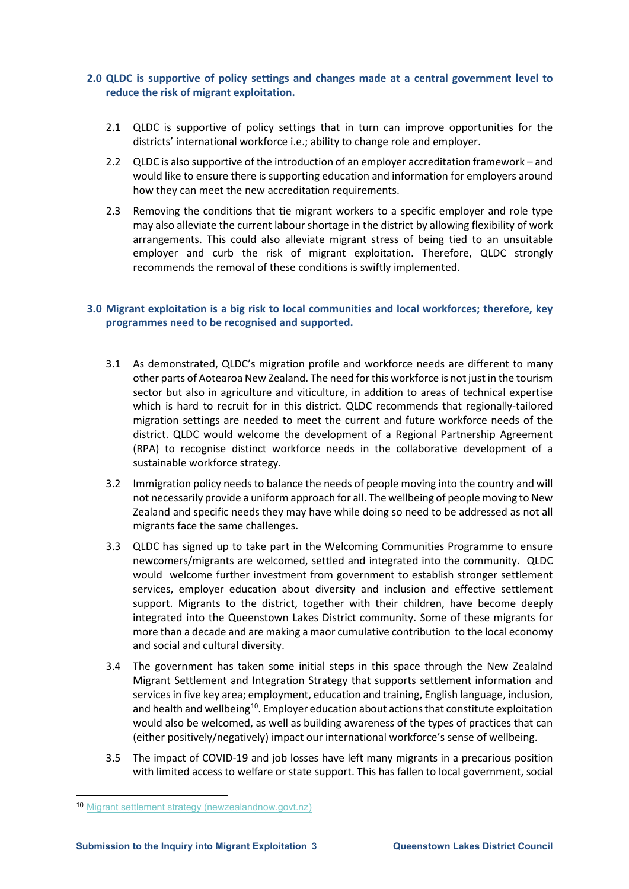## 2.0 QLDC is supportive of policy settings and changes made at a central government level to reduce the risk of migrant exploitation.

2.1 QLDC is supportive of policy settings that in turn can improve opportunities for the districts' international workforce i.e.; ability to change role and employer.

2.2 QLDC is also supportive of the introduction of an employer accreditation framework – and would like to ensure there is supporting education and information for employers around how they can meet the new accreditation requirements.

2.3 Removing the conditions that tie migrant workers to a specific employer and role type may also alleviate the current labour shortage in the district by allowing flexibility of work arrangements. This could also alleviate migrant stress of being tied to an unsuitable employer and curb the risk of migrant exploitation. Therefore, QLDC strongly recommends the removal of these conditions is swiftly implemented.

## 3.0 Migrant exploitation is a big risk to local communities and local workforces; therefore, key programmes need to be recognised and supported.

3.1 As demonstrated, QLDC's migration profile and workforce needs are different to many other parts of Aotearoa New Zealand. The need for this workforce is not just in the tourism sector but also in agriculture and viticulture, in addition to areas of technical expertise which is hard to recruit for in this district. QLDC recommends that regionally-tailored migration settings are needed to meet the current and future workforce needs of the district. QLDC would welcome the development of a Regional Partnership Agreement (RPA) to recognise distinct workforce needs in the collaborative development of a sustainable workforce strategy.

3.2 Immigration policy needs to balance the needs of people moving into the country and will not necessarily provide a uniform approach for all. The wellbeing of people moving to New Zealand and specific needs they may have while doing so need to be addressed as not all migrants face the same challenges.

3.3 QLDC has signed up to take part in the Welcoming Communities Programme to ensure newcomers/migrants are welcomed, settled and integrated into the community. QLDC would welcome further investment from government to establish stronger settlement services, employer education about diversity and inclusion and effective settlement support. Migrants to the district, together with their children, have become deeply integrated into the Queenstown Lakes District community. Some of these migrants for more than a decade and are making a maor cumulative contribution to the local economy and social and cultural diversity.

3.4 The government has taken some initial steps in this space through the New Zealalnd Migrant Settlement and Integration Strategy that supports settlement information and services in five key area; employment, education and training, English language, inclusion, and health and wellbeing[10]. Employer education about actions that constitute exploitation would also be welcomed, as well as building awareness of the types of practices that can (either positively/negatively) impact our international workforce's sense of wellbeing.

3.5 The impact of COVID-19 and job losses have left many migrants in a precarious position with limited access to welfare or state support. This has fallen to local government, social

[10] Migrant settlement strategy (newzealandnow.govt.nz)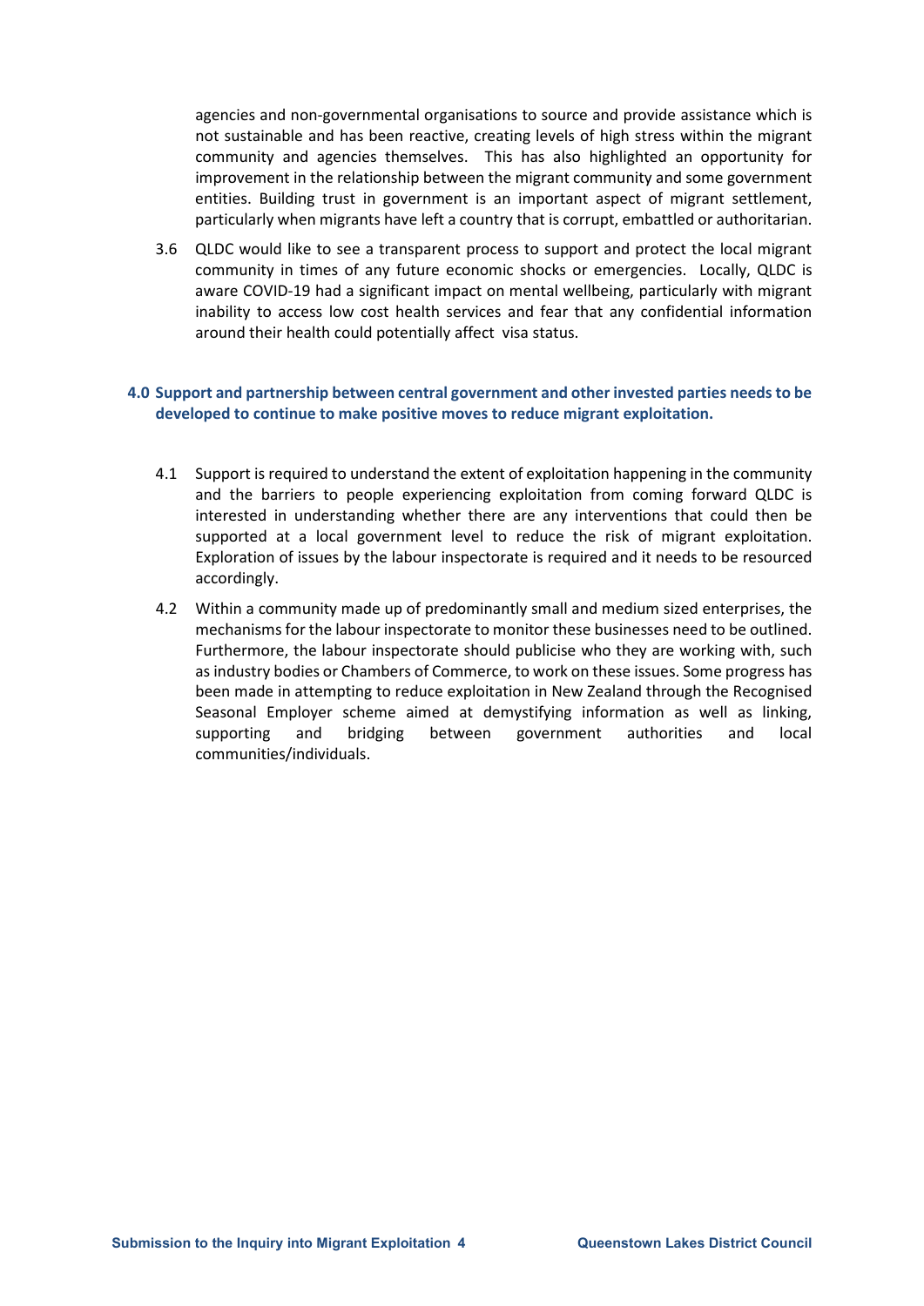agencies and non-governmental organisations to source and provide assistance which is not sustainable and has been reactive, creating levels of high stress within the migrant community and agencies themselves. This has also highlighted an opportunity for improvement in the relationship between the migrant community and some government entities. Building trust in government is an important aspect of migrant settlement, particularly when migrants have left a country that is corrupt, embattled or authoritarian.

3.6 QLDC would like to see a transparent process to support and protect the local migrant community in times of any future economic shocks or emergencies. Locally, QLDC is aware COVID-19 had a significant impact on mental wellbeing, particularly with migrant inability to access low cost health services and fear that any confidential information around their health could potentially affect visa status.

## 4.0 Support and partnership between central government and other invested parties needs to be developed to continue to make positive moves to reduce migrant exploitation.

4.1 Support is required to understand the extent of exploitation happening in the community and the barriers to people experiencing exploitation from coming forward QLDC is interested in understanding whether there are any interventions that could then be supported at a local government level to reduce the risk of migrant exploitation. Exploration of issues by the labour inspectorate is required and it needs to be resourced accordingly.

4.2 Within a community made up of predominantly small and medium sized enterprises, the mechanisms for the labour inspectorate to monitor these businesses need to be outlined. Furthermore, the labour inspectorate should publicise who they are working with, such as industry bodies or Chambers of Commerce, to work on these issues. Some progress has been made in attempting to reduce exploitation in New Zealand through the Recognised Seasonal Employer scheme aimed at demystifying information as well as linking, supporting and bridging between government authorities and local communities/individuals.